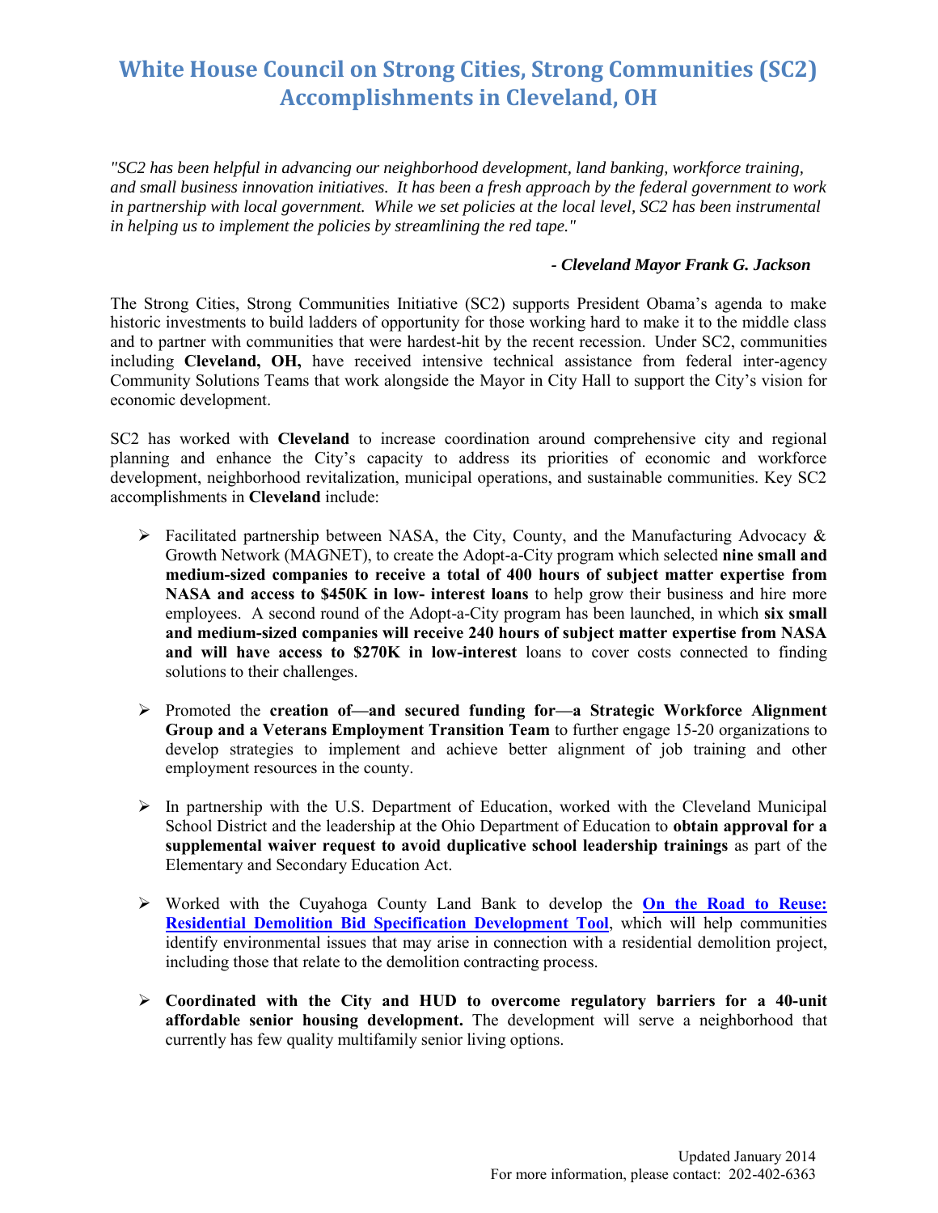# White House Council on Strong Cities, Strong Communities (SC2) Accomplishments in Cleveland, OH

*"SC2 has been helpful in advancing our neighborhood development, land banking, workforce training, and small business innovation initiatives. It has been a fresh approach by the federal government to work in partnership with local government. While we set policies at the local level, SC2 has been instrumental in helping us to implement the policies by streamlining the red tape."*

***- Cleveland Mayor Frank G. Jackson***

The Strong Cities, Strong Communities Initiative (SC2) supports President Obama's agenda to make historic investments to build ladders of opportunity for those working hard to make it to the middle class and to partner with communities that were hardest-hit by the recent recession. Under SC2, communities including **Cleveland, OH,** have received intensive technical assistance from federal inter-agency Community Solutions Teams that work alongside the Mayor in City Hall to support the City's vision for economic development.

SC2 has worked with **Cleveland** to increase coordination around comprehensive city and regional planning and enhance the City's capacity to address its priorities of economic and workforce development, neighborhood revitalization, municipal operations, and sustainable communities. Key SC2 accomplishments in **Cleveland** include:

- Facilitated partnership between NASA, the City, County, and the Manufacturing Advocacy & Growth Network (MAGNET), to create the Adopt-a-City program which selected **nine small and medium-sized companies to receive a total of 400 hours of subject matter expertise from NASA and access to $450K in low- interest loans** to help grow their business and hire more employees. A second round of the Adopt-a-City program has been launched, in which **six small and medium-sized companies will receive 240 hours of subject matter expertise from NASA and will have access to $270K in low-interest** loans to cover costs connected to finding solutions to their challenges.

- Promoted the **creation of—and secured funding for—a Strategic Workforce Alignment Group and a Veterans Employment Transition Team** to further engage 15-20 organizations to develop strategies to implement and achieve better alignment of job training and other employment resources in the county.

- In partnership with the U.S. Department of Education, worked with the Cleveland Municipal School District and the leadership at the Ohio Department of Education to **obtain approval for a supplemental waiver request to avoid duplicative school leadership trainings** as part of the Elementary and Secondary Education Act.

- Worked with the Cuyahoga County Land Bank to develop the **On the Road to Reuse: Residential Demolition Bid Specification Development Tool**, which will help communities identify environmental issues that may arise in connection with a residential demolition project, including those that relate to the demolition contracting process.

- **Coordinated with the City and HUD to overcome regulatory barriers for a 40-unit affordable senior housing development.** The development will serve a neighborhood that currently has few quality multifamily senior living options.

Updated January 2014
For more information, please contact: 202-402-6363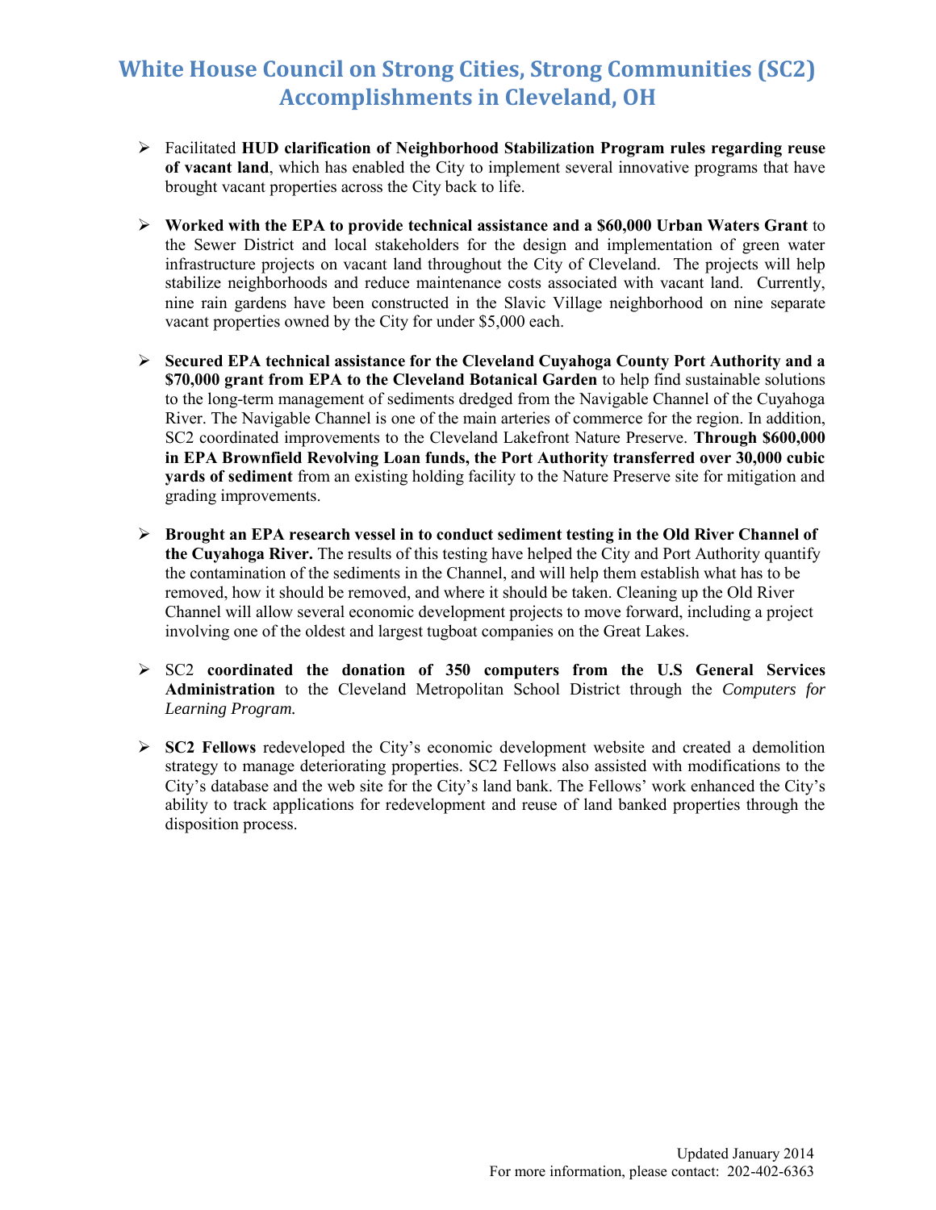# White House Council on Strong Cities, Strong Communities (SC2) Accomplishments in Cleveland, OH

- Facilitated **HUD clarification of Neighborhood Stabilization Program rules regarding reuse of vacant land**, which has enabled the City to implement several innovative programs that have brought vacant properties across the City back to life.

- **Worked with the EPA to provide technical assistance and a $60,000 Urban Waters Grant** to the Sewer District and local stakeholders for the design and implementation of green water infrastructure projects on vacant land throughout the City of Cleveland. The projects will help stabilize neighborhoods and reduce maintenance costs associated with vacant land. Currently, nine rain gardens have been constructed in the Slavic Village neighborhood on nine separate vacant properties owned by the City for under $5,000 each.

- **Secured EPA technical assistance for the Cleveland Cuyahoga County Port Authority and a $70,000 grant from EPA to the Cleveland Botanical Garden** to help find sustainable solutions to the long-term management of sediments dredged from the Navigable Channel of the Cuyahoga River. The Navigable Channel is one of the main arteries of commerce for the region. In addition, SC2 coordinated improvements to the Cleveland Lakefront Nature Preserve. **Through $600,000 in EPA Brownfield Revolving Loan funds, the Port Authority transferred over 30,000 cubic yards of sediment** from an existing holding facility to the Nature Preserve site for mitigation and grading improvements.

- **Brought an EPA research vessel in to conduct sediment testing in the Old River Channel of the Cuyahoga River.** The results of this testing have helped the City and Port Authority quantify the contamination of the sediments in the Channel, and will help them establish what has to be removed, how it should be removed, and where it should be taken. Cleaning up the Old River Channel will allow several economic development projects to move forward, including a project involving one of the oldest and largest tugboat companies on the Great Lakes.

- SC2 **coordinated the donation of 350 computers from the U.S General Services Administration** to the Cleveland Metropolitan School District through the *Computers for Learning Program.*

- **SC2 Fellows** redeveloped the City's economic development website and created a demolition strategy to manage deteriorating properties. SC2 Fellows also assisted with modifications to the City's database and the web site for the City's land bank. The Fellows' work enhanced the City's ability to track applications for redevelopment and reuse of land banked properties through the disposition process.

Updated January 2014
For more information, please contact: 202-402-6363